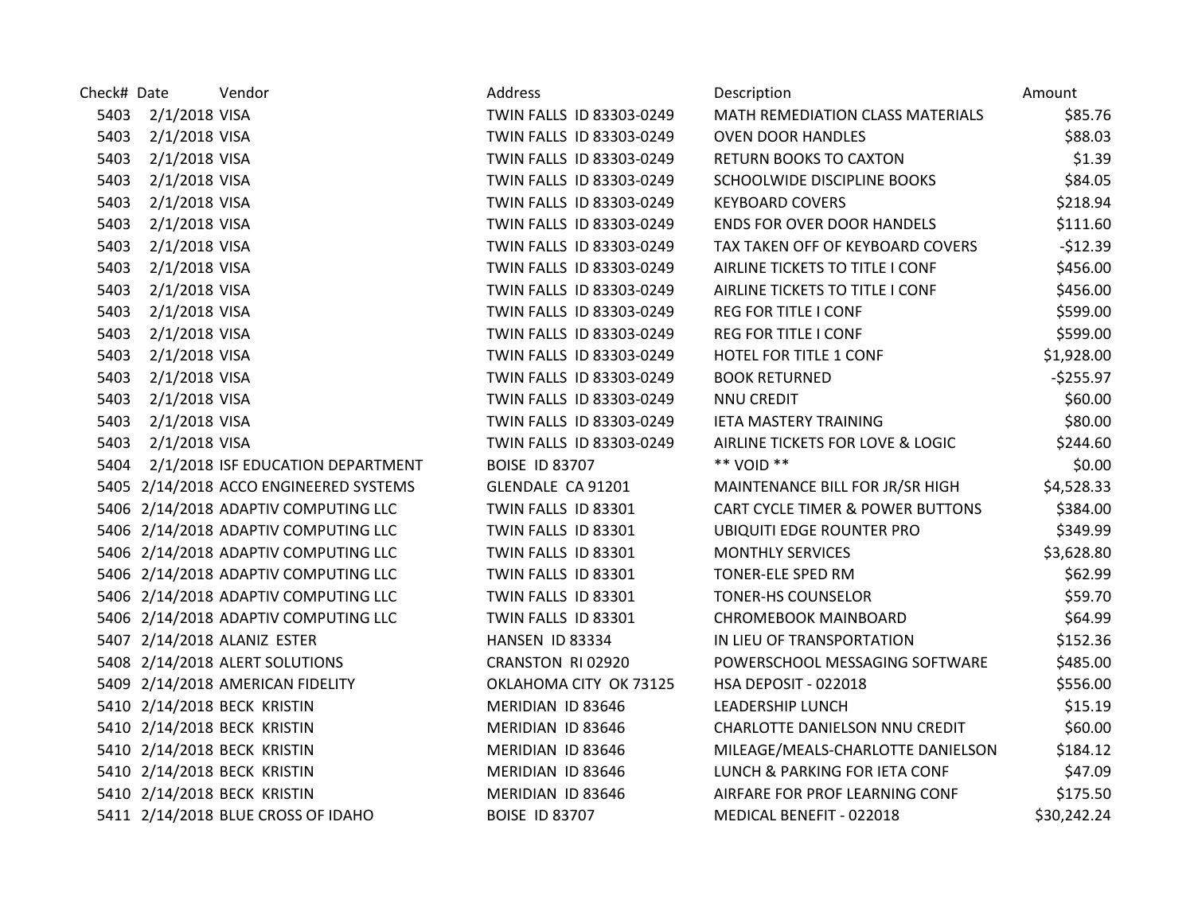| Check# | Date | Vendor | Address | Description | Amount |
|---|---|---|---|---|---|
| 5403 | 2/1/2018 | VISA | TWIN FALLS ID 83303-0249 | MATH REMEDIATION CLASS MATERIALS | $85.76 |
| 5403 | 2/1/2018 | VISA | TWIN FALLS ID 83303-0249 | OVEN DOOR HANDLES | $88.03 |
| 5403 | 2/1/2018 | VISA | TWIN FALLS ID 83303-0249 | RETURN BOOKS TO CAXTON | $1.39 |
| 5403 | 2/1/2018 | VISA | TWIN FALLS ID 83303-0249 | SCHOOLWIDE DISCIPLINE BOOKS | $84.05 |
| 5403 | 2/1/2018 | VISA | TWIN FALLS ID 83303-0249 | KEYBOARD COVERS | $218.94 |
| 5403 | 2/1/2018 | VISA | TWIN FALLS ID 83303-0249 | ENDS FOR OVER DOOR HANDELS | $111.60 |
| 5403 | 2/1/2018 | VISA | TWIN FALLS ID 83303-0249 | TAX TAKEN OFF OF KEYBOARD COVERS | -$12.39 |
| 5403 | 2/1/2018 | VISA | TWIN FALLS ID 83303-0249 | AIRLINE TICKETS TO TITLE I CONF | $456.00 |
| 5403 | 2/1/2018 | VISA | TWIN FALLS ID 83303-0249 | AIRLINE TICKETS TO TITLE I CONF | $456.00 |
| 5403 | 2/1/2018 | VISA | TWIN FALLS ID 83303-0249 | REG FOR TITLE I CONF | $599.00 |
| 5403 | 2/1/2018 | VISA | TWIN FALLS ID 83303-0249 | REG FOR TITLE I CONF | $599.00 |
| 5403 | 2/1/2018 | VISA | TWIN FALLS ID 83303-0249 | HOTEL FOR TITLE 1 CONF | $1,928.00 |
| 5403 | 2/1/2018 | VISA | TWIN FALLS ID 83303-0249 | BOOK RETURNED | -$255.97 |
| 5403 | 2/1/2018 | VISA | TWIN FALLS ID 83303-0249 | NNU CREDIT | $60.00 |
| 5403 | 2/1/2018 | VISA | TWIN FALLS ID 83303-0249 | IETA MASTERY TRAINING | $80.00 |
| 5403 | 2/1/2018 | VISA | TWIN FALLS ID 83303-0249 | AIRLINE TICKETS FOR LOVE & LOGIC | $244.60 |
| 5404 | 2/1/2018 | ISF EDUCATION DEPARTMENT | BOISE ID 83707 | ** VOID ** | $0.00 |
| 5405 | 2/14/2018 | ACCO ENGINEERED SYSTEMS | GLENDALE CA 91201 | MAINTENANCE BILL FOR JR/SR HIGH | $4,528.33 |
| 5406 | 2/14/2018 | ADAPTIV COMPUTING LLC | TWIN FALLS ID 83301 | CART CYCLE TIMER & POWER BUTTONS | $384.00 |
| 5406 | 2/14/2018 | ADAPTIV COMPUTING LLC | TWIN FALLS ID 83301 | UBIQUITI EDGE ROUNTER PRO | $349.99 |
| 5406 | 2/14/2018 | ADAPTIV COMPUTING LLC | TWIN FALLS ID 83301 | MONTHLY SERVICES | $3,628.80 |
| 5406 | 2/14/2018 | ADAPTIV COMPUTING LLC | TWIN FALLS ID 83301 | TONER-ELE SPED RM | $62.99 |
| 5406 | 2/14/2018 | ADAPTIV COMPUTING LLC | TWIN FALLS ID 83301 | TONER-HS COUNSELOR | $59.70 |
| 5406 | 2/14/2018 | ADAPTIV COMPUTING LLC | TWIN FALLS ID 83301 | CHROMEBOOK MAINBOARD | $64.99 |
| 5407 | 2/14/2018 | ALANIZ ESTER | HANSEN ID 83334 | IN LIEU OF TRANSPORTATION | $152.36 |
| 5408 | 2/14/2018 | ALERT SOLUTIONS | CRANSTON RI 02920 | POWERSCHOOL MESSAGING SOFTWARE | $485.00 |
| 5409 | 2/14/2018 | AMERICAN FIDELITY | OKLAHOMA CITY OK 73125 | HSA DEPOSIT - 022018 | $556.00 |
| 5410 | 2/14/2018 | BECK KRISTIN | MERIDIAN ID 83646 | LEADERSHIP LUNCH | $15.19 |
| 5410 | 2/14/2018 | BECK KRISTIN | MERIDIAN ID 83646 | CHARLOTTE DANIELSON NNU CREDIT | $60.00 |
| 5410 | 2/14/2018 | BECK KRISTIN | MERIDIAN ID 83646 | MILEAGE/MEALS-CHARLOTTE DANIELSON | $184.12 |
| 5410 | 2/14/2018 | BECK KRISTIN | MERIDIAN ID 83646 | LUNCH & PARKING FOR IETA CONF | $47.09 |
| 5410 | 2/14/2018 | BECK KRISTIN | MERIDIAN ID 83646 | AIRFARE FOR PROF LEARNING CONF | $175.50 |
| 5411 | 2/14/2018 | BLUE CROSS OF IDAHO | BOISE ID 83707 | MEDICAL BENEFIT - 022018 | $30,242.24 |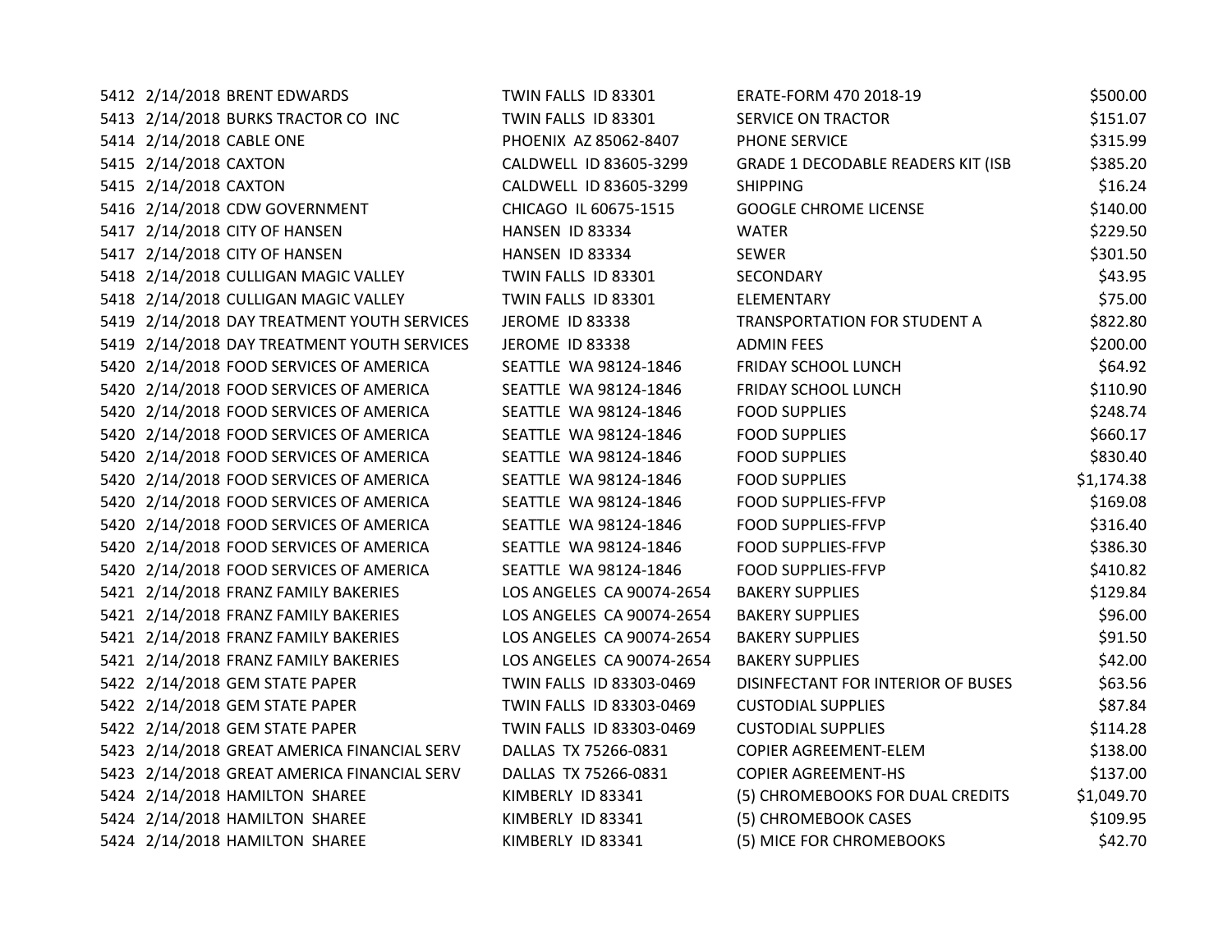| | | | | | |
|---|---|---|---|---|---|
| 5412 | 2/14/2018 | BRENT EDWARDS | TWIN FALLS ID 83301 | ERATE-FORM 470 2018-19 | $500.00 |
| 5413 | 2/14/2018 | BURKS TRACTOR CO INC | TWIN FALLS ID 83301 | SERVICE ON TRACTOR | $151.07 |
| 5414 | 2/14/2018 | CABLE ONE | PHOENIX AZ 85062-8407 | PHONE SERVICE | $315.99 |
| 5415 | 2/14/2018 | CAXTON | CALDWELL ID 83605-3299 | GRADE 1 DECODABLE READERS KIT (ISB | $385.20 |
| 5415 | 2/14/2018 | CAXTON | CALDWELL ID 83605-3299 | SHIPPING | $16.24 |
| 5416 | 2/14/2018 | CDW GOVERNMENT | CHICAGO IL 60675-1515 | GOOGLE CHROME LICENSE | $140.00 |
| 5417 | 2/14/2018 | CITY OF HANSEN | HANSEN ID 83334 | WATER | $229.50 |
| 5417 | 2/14/2018 | CITY OF HANSEN | HANSEN ID 83334 | SEWER | $301.50 |
| 5418 | 2/14/2018 | CULLIGAN MAGIC VALLEY | TWIN FALLS ID 83301 | SECONDARY | $43.95 |
| 5418 | 2/14/2018 | CULLIGAN MAGIC VALLEY | TWIN FALLS ID 83301 | ELEMENTARY | $75.00 |
| 5419 | 2/14/2018 | DAY TREATMENT YOUTH SERVICES | JEROME ID 83338 | TRANSPORTATION FOR STUDENT A | $822.80 |
| 5419 | 2/14/2018 | DAY TREATMENT YOUTH SERVICES | JEROME ID 83338 | ADMIN FEES | $200.00 |
| 5420 | 2/14/2018 | FOOD SERVICES OF AMERICA | SEATTLE WA 98124-1846 | FRIDAY SCHOOL LUNCH | $64.92 |
| 5420 | 2/14/2018 | FOOD SERVICES OF AMERICA | SEATTLE WA 98124-1846 | FRIDAY SCHOOL LUNCH | $110.90 |
| 5420 | 2/14/2018 | FOOD SERVICES OF AMERICA | SEATTLE WA 98124-1846 | FOOD SUPPLIES | $248.74 |
| 5420 | 2/14/2018 | FOOD SERVICES OF AMERICA | SEATTLE WA 98124-1846 | FOOD SUPPLIES | $660.17 |
| 5420 | 2/14/2018 | FOOD SERVICES OF AMERICA | SEATTLE WA 98124-1846 | FOOD SUPPLIES | $830.40 |
| 5420 | 2/14/2018 | FOOD SERVICES OF AMERICA | SEATTLE WA 98124-1846 | FOOD SUPPLIES | $1,174.38 |
| 5420 | 2/14/2018 | FOOD SERVICES OF AMERICA | SEATTLE WA 98124-1846 | FOOD SUPPLIES-FFVP | $169.08 |
| 5420 | 2/14/2018 | FOOD SERVICES OF AMERICA | SEATTLE WA 98124-1846 | FOOD SUPPLIES-FFVP | $316.40 |
| 5420 | 2/14/2018 | FOOD SERVICES OF AMERICA | SEATTLE WA 98124-1846 | FOOD SUPPLIES-FFVP | $386.30 |
| 5420 | 2/14/2018 | FOOD SERVICES OF AMERICA | SEATTLE WA 98124-1846 | FOOD SUPPLIES-FFVP | $410.82 |
| 5421 | 2/14/2018 | FRANZ FAMILY BAKERIES | LOS ANGELES CA 90074-2654 | BAKERY SUPPLIES | $129.84 |
| 5421 | 2/14/2018 | FRANZ FAMILY BAKERIES | LOS ANGELES CA 90074-2654 | BAKERY SUPPLIES | $96.00 |
| 5421 | 2/14/2018 | FRANZ FAMILY BAKERIES | LOS ANGELES CA 90074-2654 | BAKERY SUPPLIES | $91.50 |
| 5421 | 2/14/2018 | FRANZ FAMILY BAKERIES | LOS ANGELES CA 90074-2654 | BAKERY SUPPLIES | $42.00 |
| 5422 | 2/14/2018 | GEM STATE PAPER | TWIN FALLS ID 83303-0469 | DISINFECTANT FOR INTERIOR OF BUSES | $63.56 |
| 5422 | 2/14/2018 | GEM STATE PAPER | TWIN FALLS ID 83303-0469 | CUSTODIAL SUPPLIES | $87.84 |
| 5422 | 2/14/2018 | GEM STATE PAPER | TWIN FALLS ID 83303-0469 | CUSTODIAL SUPPLIES | $114.28 |
| 5423 | 2/14/2018 | GREAT AMERICA FINANCIAL SERV | DALLAS TX 75266-0831 | COPIER AGREEMENT-ELEM | $138.00 |
| 5423 | 2/14/2018 | GREAT AMERICA FINANCIAL SERV | DALLAS TX 75266-0831 | COPIER AGREEMENT-HS | $137.00 |
| 5424 | 2/14/2018 | HAMILTON SHAREE | KIMBERLY ID 83341 | (5) CHROMEBOOKS FOR DUAL CREDITS | $1,049.70 |
| 5424 | 2/14/2018 | HAMILTON SHAREE | KIMBERLY ID 83341 | (5) CHROMEBOOK CASES | $109.95 |
| 5424 | 2/14/2018 | HAMILTON SHAREE | KIMBERLY ID 83341 | (5) MICE FOR CHROMEBOOKS | $42.70 |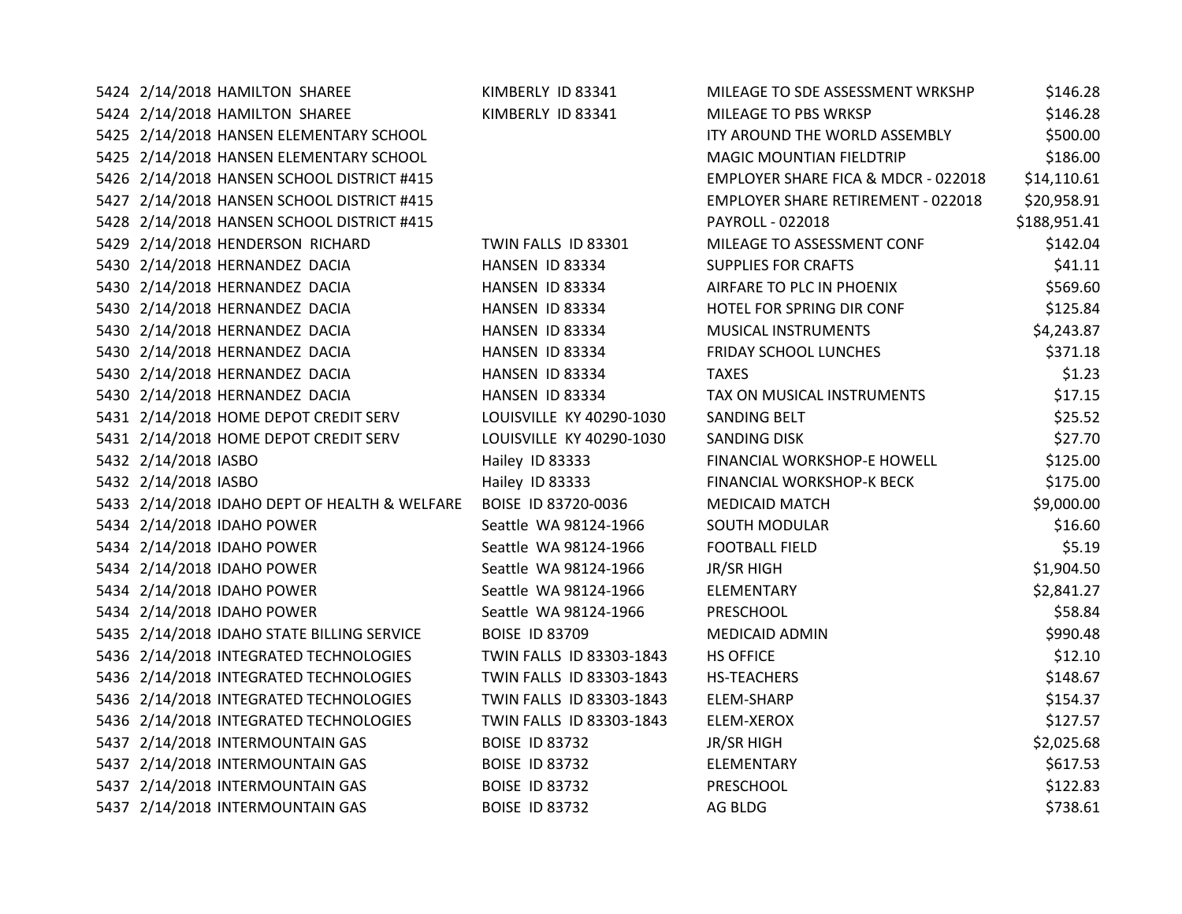| | | | | | |
|---|---|---|---|---|---|
| 5424 | 2/14/2018 | HAMILTON SHAREE | KIMBERLY ID 83341 | MILEAGE TO SDE ASSESSMENT WRKSHP | $146.28 |
| 5424 | 2/14/2018 | HAMILTON SHAREE | KIMBERLY ID 83341 | MILEAGE TO PBS WRKSP | $146.28 |
| 5425 | 2/14/2018 | HANSEN ELEMENTARY SCHOOL | | ITY AROUND THE WORLD ASSEMBLY | $500.00 |
| 5425 | 2/14/2018 | HANSEN ELEMENTARY SCHOOL | | MAGIC MOUNTIAN FIELDTRIP | $186.00 |
| 5426 | 2/14/2018 | HANSEN SCHOOL DISTRICT #415 | | EMPLOYER SHARE FICA & MDCR - 022018 | $14,110.61 |
| 5427 | 2/14/2018 | HANSEN SCHOOL DISTRICT #415 | | EMPLOYER SHARE RETIREMENT - 022018 | $20,958.91 |
| 5428 | 2/14/2018 | HANSEN SCHOOL DISTRICT #415 | | PAYROLL - 022018 | $188,951.41 |
| 5429 | 2/14/2018 | HENDERSON RICHARD | TWIN FALLS ID 83301 | MILEAGE TO ASSESSMENT CONF | $142.04 |
| 5430 | 2/14/2018 | HERNANDEZ DACIA | HANSEN ID 83334 | SUPPLIES FOR CRAFTS | $41.11 |
| 5430 | 2/14/2018 | HERNANDEZ DACIA | HANSEN ID 83334 | AIRFARE TO PLC IN PHOENIX | $569.60 |
| 5430 | 2/14/2018 | HERNANDEZ DACIA | HANSEN ID 83334 | HOTEL FOR SPRING DIR CONF | $125.84 |
| 5430 | 2/14/2018 | HERNANDEZ DACIA | HANSEN ID 83334 | MUSICAL INSTRUMENTS | $4,243.87 |
| 5430 | 2/14/2018 | HERNANDEZ DACIA | HANSEN ID 83334 | FRIDAY SCHOOL LUNCHES | $371.18 |
| 5430 | 2/14/2018 | HERNANDEZ DACIA | HANSEN ID 83334 | TAXES | $1.23 |
| 5430 | 2/14/2018 | HERNANDEZ DACIA | HANSEN ID 83334 | TAX ON MUSICAL INSTRUMENTS | $17.15 |
| 5431 | 2/14/2018 | HOME DEPOT CREDIT SERV | LOUISVILLE KY 40290-1030 | SANDING BELT | $25.52 |
| 5431 | 2/14/2018 | HOME DEPOT CREDIT SERV | LOUISVILLE KY 40290-1030 | SANDING DISK | $27.70 |
| 5432 | 2/14/2018 | IASBO | Hailey ID 83333 | FINANCIAL WORKSHOP-E HOWELL | $125.00 |
| 5432 | 2/14/2018 | IASBO | Hailey ID 83333 | FINANCIAL WORKSHOP-K BECK | $175.00 |
| 5433 | 2/14/2018 | IDAHO DEPT OF HEALTH & WELFARE | BOISE ID 83720-0036 | MEDICAID MATCH | $9,000.00 |
| 5434 | 2/14/2018 | IDAHO POWER | Seattle WA 98124-1966 | SOUTH MODULAR | $16.60 |
| 5434 | 2/14/2018 | IDAHO POWER | Seattle WA 98124-1966 | FOOTBALL FIELD | $5.19 |
| 5434 | 2/14/2018 | IDAHO POWER | Seattle WA 98124-1966 | JR/SR HIGH | $1,904.50 |
| 5434 | 2/14/2018 | IDAHO POWER | Seattle WA 98124-1966 | ELEMENTARY | $2,841.27 |
| 5434 | 2/14/2018 | IDAHO POWER | Seattle WA 98124-1966 | PRESCHOOL | $58.84 |
| 5435 | 2/14/2018 | IDAHO STATE BILLING SERVICE | BOISE ID 83709 | MEDICAID ADMIN | $990.48 |
| 5436 | 2/14/2018 | INTEGRATED TECHNOLOGIES | TWIN FALLS ID 83303-1843 | HS OFFICE | $12.10 |
| 5436 | 2/14/2018 | INTEGRATED TECHNOLOGIES | TWIN FALLS ID 83303-1843 | HS-TEACHERS | $148.67 |
| 5436 | 2/14/2018 | INTEGRATED TECHNOLOGIES | TWIN FALLS ID 83303-1843 | ELEM-SHARP | $154.37 |
| 5436 | 2/14/2018 | INTEGRATED TECHNOLOGIES | TWIN FALLS ID 83303-1843 | ELEM-XEROX | $127.57 |
| 5437 | 2/14/2018 | INTERMOUNTAIN GAS | BOISE ID 83732 | JR/SR HIGH | $2,025.68 |
| 5437 | 2/14/2018 | INTERMOUNTAIN GAS | BOISE ID 83732 | ELEMENTARY | $617.53 |
| 5437 | 2/14/2018 | INTERMOUNTAIN GAS | BOISE ID 83732 | PRESCHOOL | $122.83 |
| 5437 | 2/14/2018 | INTERMOUNTAIN GAS | BOISE ID 83732 | AG BLDG | $738.61 |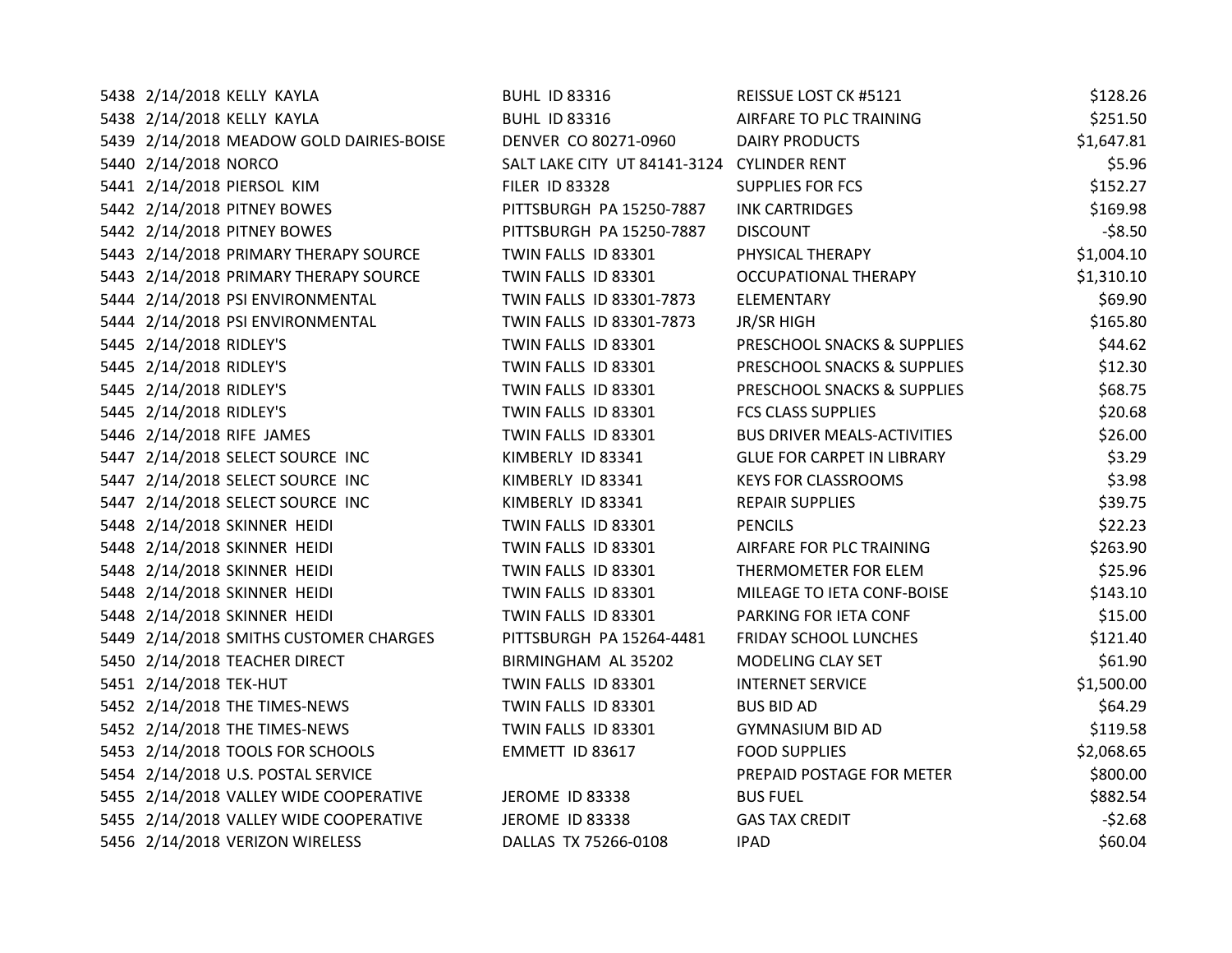| | | | | | |
|---|---|---|---|---|---|
| 5438 | 2/14/2018 | KELLY KAYLA | BUHL ID 83316 | REISSUE LOST CK #5121 | $128.26 |
| 5438 | 2/14/2018 | KELLY KAYLA | BUHL ID 83316 | AIRFARE TO PLC TRAINING | $251.50 |
| 5439 | 2/14/2018 | MEADOW GOLD DAIRIES-BOISE | DENVER CO 80271-0960 | DAIRY PRODUCTS | $1,647.81 |
| 5440 | 2/14/2018 | NORCO | SALT LAKE CITY UT 84141-3124 | CYLINDER RENT | $5.96 |
| 5441 | 2/14/2018 | PIERSOL KIM | FILER ID 83328 | SUPPLIES FOR FCS | $152.27 |
| 5442 | 2/14/2018 | PITNEY BOWES | PITTSBURGH PA 15250-7887 | INK CARTRIDGES | $169.98 |
| 5442 | 2/14/2018 | PITNEY BOWES | PITTSBURGH PA 15250-7887 | DISCOUNT | -$8.50 |
| 5443 | 2/14/2018 | PRIMARY THERAPY SOURCE | TWIN FALLS ID 83301 | PHYSICAL THERAPY | $1,004.10 |
| 5443 | 2/14/2018 | PRIMARY THERAPY SOURCE | TWIN FALLS ID 83301 | OCCUPATIONAL THERAPY | $1,310.10 |
| 5444 | 2/14/2018 | PSI ENVIRONMENTAL | TWIN FALLS ID 83301-7873 | ELEMENTARY | $69.90 |
| 5444 | 2/14/2018 | PSI ENVIRONMENTAL | TWIN FALLS ID 83301-7873 | JR/SR HIGH | $165.80 |
| 5445 | 2/14/2018 | RIDLEY'S | TWIN FALLS ID 83301 | PRESCHOOL SNACKS & SUPPLIES | $44.62 |
| 5445 | 2/14/2018 | RIDLEY'S | TWIN FALLS ID 83301 | PRESCHOOL SNACKS & SUPPLIES | $12.30 |
| 5445 | 2/14/2018 | RIDLEY'S | TWIN FALLS ID 83301 | PRESCHOOL SNACKS & SUPPLIES | $68.75 |
| 5445 | 2/14/2018 | RIDLEY'S | TWIN FALLS ID 83301 | FCS CLASS SUPPLIES | $20.68 |
| 5446 | 2/14/2018 | RIFE JAMES | TWIN FALLS ID 83301 | BUS DRIVER MEALS-ACTIVITIES | $26.00 |
| 5447 | 2/14/2018 | SELECT SOURCE INC | KIMBERLY ID 83341 | GLUE FOR CARPET IN LIBRARY | $3.29 |
| 5447 | 2/14/2018 | SELECT SOURCE INC | KIMBERLY ID 83341 | KEYS FOR CLASSROOMS | $3.98 |
| 5447 | 2/14/2018 | SELECT SOURCE INC | KIMBERLY ID 83341 | REPAIR SUPPLIES | $39.75 |
| 5448 | 2/14/2018 | SKINNER HEIDI | TWIN FALLS ID 83301 | PENCILS | $22.23 |
| 5448 | 2/14/2018 | SKINNER HEIDI | TWIN FALLS ID 83301 | AIRFARE FOR PLC TRAINING | $263.90 |
| 5448 | 2/14/2018 | SKINNER HEIDI | TWIN FALLS ID 83301 | THERMOMETER FOR ELEM | $25.96 |
| 5448 | 2/14/2018 | SKINNER HEIDI | TWIN FALLS ID 83301 | MILEAGE TO IETA CONF-BOISE | $143.10 |
| 5448 | 2/14/2018 | SKINNER HEIDI | TWIN FALLS ID 83301 | PARKING FOR IETA CONF | $15.00 |
| 5449 | 2/14/2018 | SMITHS CUSTOMER CHARGES | PITTSBURGH PA 15264-4481 | FRIDAY SCHOOL LUNCHES | $121.40 |
| 5450 | 2/14/2018 | TEACHER DIRECT | BIRMINGHAM AL 35202 | MODELING CLAY SET | $61.90 |
| 5451 | 2/14/2018 | TEK-HUT | TWIN FALLS ID 83301 | INTERNET SERVICE | $1,500.00 |
| 5452 | 2/14/2018 | THE TIMES-NEWS | TWIN FALLS ID 83301 | BUS BID AD | $64.29 |
| 5452 | 2/14/2018 | THE TIMES-NEWS | TWIN FALLS ID 83301 | GYMNASIUM BID AD | $119.58 |
| 5453 | 2/14/2018 | TOOLS FOR SCHOOLS | EMMETT ID 83617 | FOOD SUPPLIES | $2,068.65 |
| 5454 | 2/14/2018 | U.S. POSTAL SERVICE | | PREPAID POSTAGE FOR METER | $800.00 |
| 5455 | 2/14/2018 | VALLEY WIDE COOPERATIVE | JEROME ID 83338 | BUS FUEL | $882.54 |
| 5455 | 2/14/2018 | VALLEY WIDE COOPERATIVE | JEROME ID 83338 | GAS TAX CREDIT | -$2.68 |
| 5456 | 2/14/2018 | VERIZON WIRELESS | DALLAS TX 75266-0108 | IPAD | $60.04 |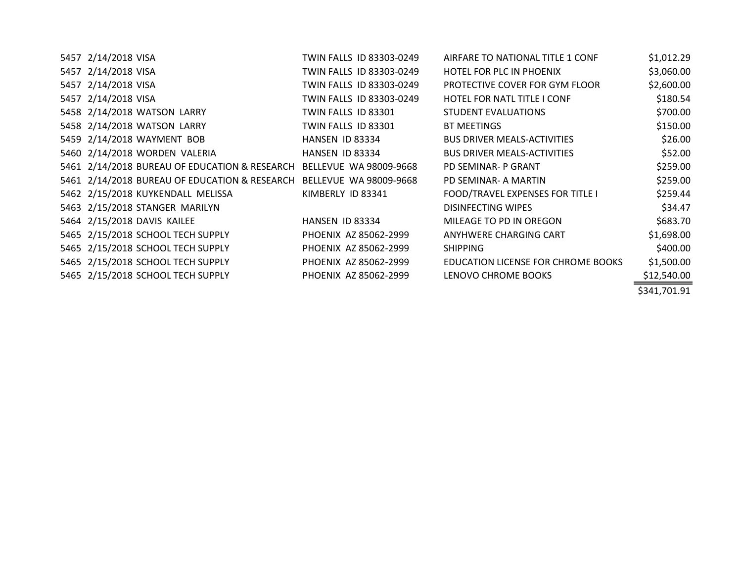| | | | | | |
|---|---|---|---|---|---|
| 5457 | 2/14/2018 | VISA | TWIN FALLS ID 83303-0249 | AIRFARE TO NATIONAL TITLE 1 CONF | $1,012.29 |
| 5457 | 2/14/2018 | VISA | TWIN FALLS ID 83303-0249 | HOTEL FOR PLC IN PHOENIX | $3,060.00 |
| 5457 | 2/14/2018 | VISA | TWIN FALLS ID 83303-0249 | PROTECTIVE COVER FOR GYM FLOOR | $2,600.00 |
| 5457 | 2/14/2018 | VISA | TWIN FALLS ID 83303-0249 | HOTEL FOR NATL TITLE I CONF | $180.54 |
| 5458 | 2/14/2018 | WATSON LARRY | TWIN FALLS ID 83301 | STUDENT EVALUATIONS | $700.00 |
| 5458 | 2/14/2018 | WATSON LARRY | TWIN FALLS ID 83301 | BT MEETINGS | $150.00 |
| 5459 | 2/14/2018 | WAYMENT BOB | HANSEN ID 83334 | BUS DRIVER MEALS-ACTIVITIES | $26.00 |
| 5460 | 2/14/2018 | WORDEN VALERIA | HANSEN ID 83334 | BUS DRIVER MEALS-ACTIVITIES | $52.00 |
| 5461 | 2/14/2018 | BUREAU OF EDUCATION & RESEARCH | BELLEVUE WA 98009-9668 | PD SEMINAR- P GRANT | $259.00 |
| 5461 | 2/14/2018 | BUREAU OF EDUCATION & RESEARCH | BELLEVUE WA 98009-9668 | PD SEMINAR- A MARTIN | $259.00 |
| 5462 | 2/15/2018 | KUYKENDALL MELISSA | KIMBERLY ID 83341 | FOOD/TRAVEL EXPENSES FOR TITLE I | $259.44 |
| 5463 | 2/15/2018 | STANGER MARILYN | | DISINFECTING WIPES | $34.47 |
| 5464 | 2/15/2018 | DAVIS KAILEE | HANSEN ID 83334 | MILEAGE TO PD IN OREGON | $683.70 |
| 5465 | 2/15/2018 | SCHOOL TECH SUPPLY | PHOENIX AZ 85062-2999 | ANYHWERE CHARGING CART | $1,698.00 |
| 5465 | 2/15/2018 | SCHOOL TECH SUPPLY | PHOENIX AZ 85062-2999 | SHIPPING | $400.00 |
| 5465 | 2/15/2018 | SCHOOL TECH SUPPLY | PHOENIX AZ 85062-2999 | EDUCATION LICENSE FOR CHROME BOOKS | $1,500.00 |
| 5465 | 2/15/2018 | SCHOOL TECH SUPPLY | PHOENIX AZ 85062-2999 | LENOVO CHROME BOOKS | $12,540.00 |
| | | | | | $341,701.91 |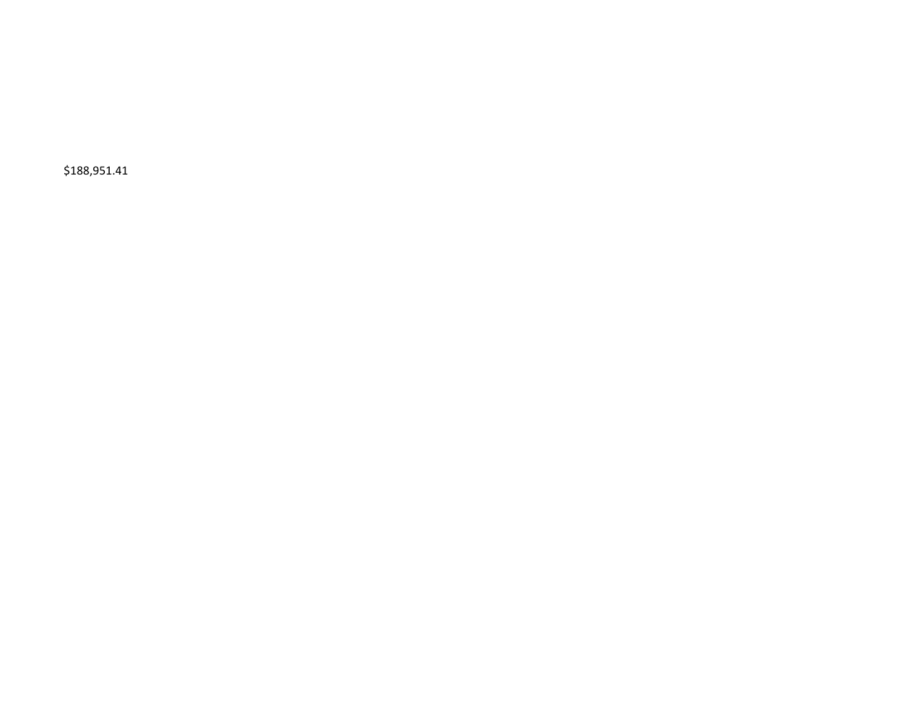$188,951.41